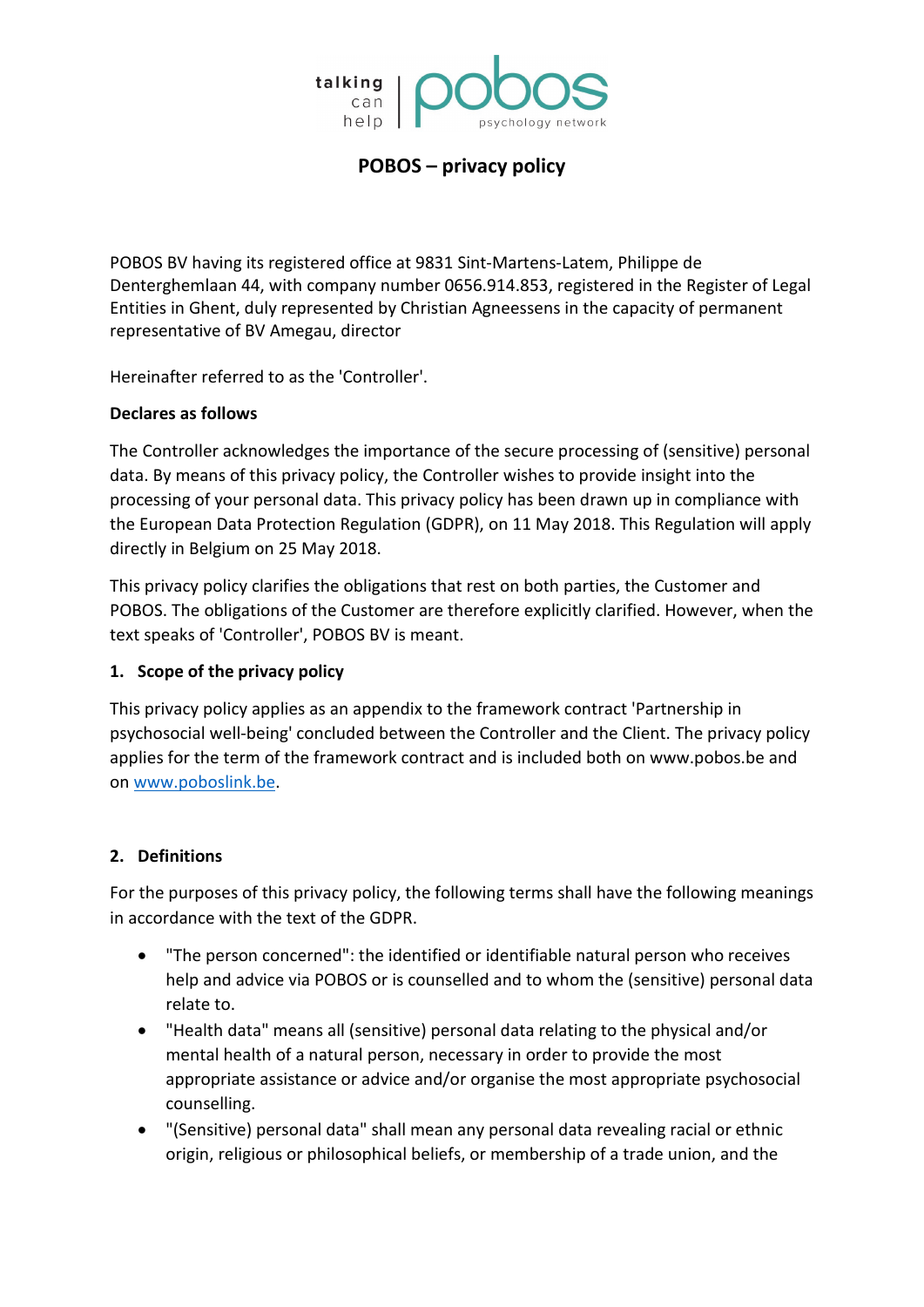# POBOS – privacy policy

POBOS BV having its registered office at 9831 Sint-Martens-Latem, Philippe de Denterghemlaan 44, with company number 0656.914.853, registered in the Register of Legal Entities in Ghent, duly represented by Christian Agneessens in the capacity of permanent representative of BV Amegau, director

Hereinafter referred to as the 'Controller'.

**Declares as follows**

The Controller acknowledges the importance of the secure processing of (sensitive) personal data. By means of this privacy policy, the Controller wishes to provide insight into the processing of your personal data. This privacy policy has been drawn up in compliance with the European Data Protection Regulation (GDPR), on 11 May 2018. This Regulation will apply directly in Belgium on 25 May 2018.

This privacy policy clarifies the obligations that rest on both parties, the Customer and POBOS. The obligations of the Customer are therefore explicitly clarified. However, when the text speaks of 'Controller', POBOS BV is meant.

## 1. Scope of the privacy policy

This privacy policy applies as an appendix to the framework contract 'Partnership in psychosocial well-being' concluded between the Controller and the Client. The privacy policy applies for the term of the framework contract and is included both on www.pobos.be and on [www.poboslink.be](www.poboslink.be).

## 2. Definitions

For the purposes of this privacy policy, the following terms shall have the following meanings in accordance with the text of the GDPR.

- "The person concerned": the identified or identifiable natural person who receives help and advice via POBOS or is counselled and to whom the (sensitive) personal data relate to.
- "Health data" means all (sensitive) personal data relating to the physical and/or mental health of a natural person, necessary in order to provide the most appropriate assistance or advice and/or organise the most appropriate psychosocial counselling.
- "(Sensitive) personal data" shall mean any personal data revealing racial or ethnic origin, religious or philosophical beliefs, or membership of a trade union, and the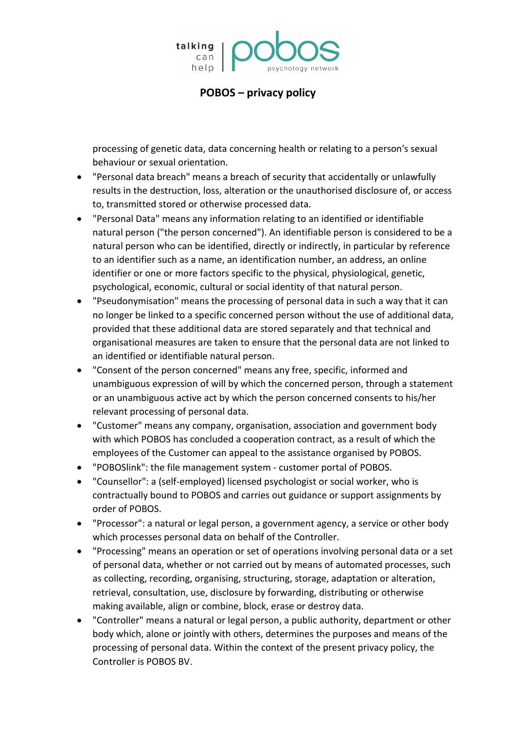processing of genetic data, data concerning health or relating to a person's sexual behaviour or sexual orientation.

- "Personal data breach" means a breach of security that accidentally or unlawfully results in the destruction, loss, alteration or the unauthorised disclosure of, or access to, transmitted stored or otherwise processed data.
- "Personal Data" means any information relating to an identified or identifiable natural person ("the person concerned"). An identifiable person is considered to be a natural person who can be identified, directly or indirectly, in particular by reference to an identifier such as a name, an identification number, an address, an online identifier or one or more factors specific to the physical, physiological, genetic, psychological, economic, cultural or social identity of that natural person.
- "Pseudonymisation" means the processing of personal data in such a way that it can no longer be linked to a specific concerned person without the use of additional data, provided that these additional data are stored separately and that technical and organisational measures are taken to ensure that the personal data are not linked to an identified or identifiable natural person.
- "Consent of the person concerned" means any free, specific, informed and unambiguous expression of will by which the concerned person, through a statement or an unambiguous active act by which the person concerned consents to his/her relevant processing of personal data.
- "Customer" means any company, organisation, association and government body with which POBOS has concluded a cooperation contract, as a result of which the employees of the Customer can appeal to the assistance organised by POBOS.
- "POBOSlink": the file management system - customer portal of POBOS.
- "Counsellor": a (self-employed) licensed psychologist or social worker, who is contractually bound to POBOS and carries out guidance or support assignments by order of POBOS.
- "Processor": a natural or legal person, a government agency, a service or other body which processes personal data on behalf of the Controller.
- "Processing" means an operation or set of operations involving personal data or a set of personal data, whether or not carried out by means of automated processes, such as collecting, recording, organising, structuring, storage, adaptation or alteration, retrieval, consultation, use, disclosure by forwarding, distributing or otherwise making available, align or combine, block, erase or destroy data.
- "Controller" means a natural or legal person, a public authority, department or other body which, alone or jointly with others, determines the purposes and means of the processing of personal data. Within the context of the present privacy policy, the Controller is POBOS BV.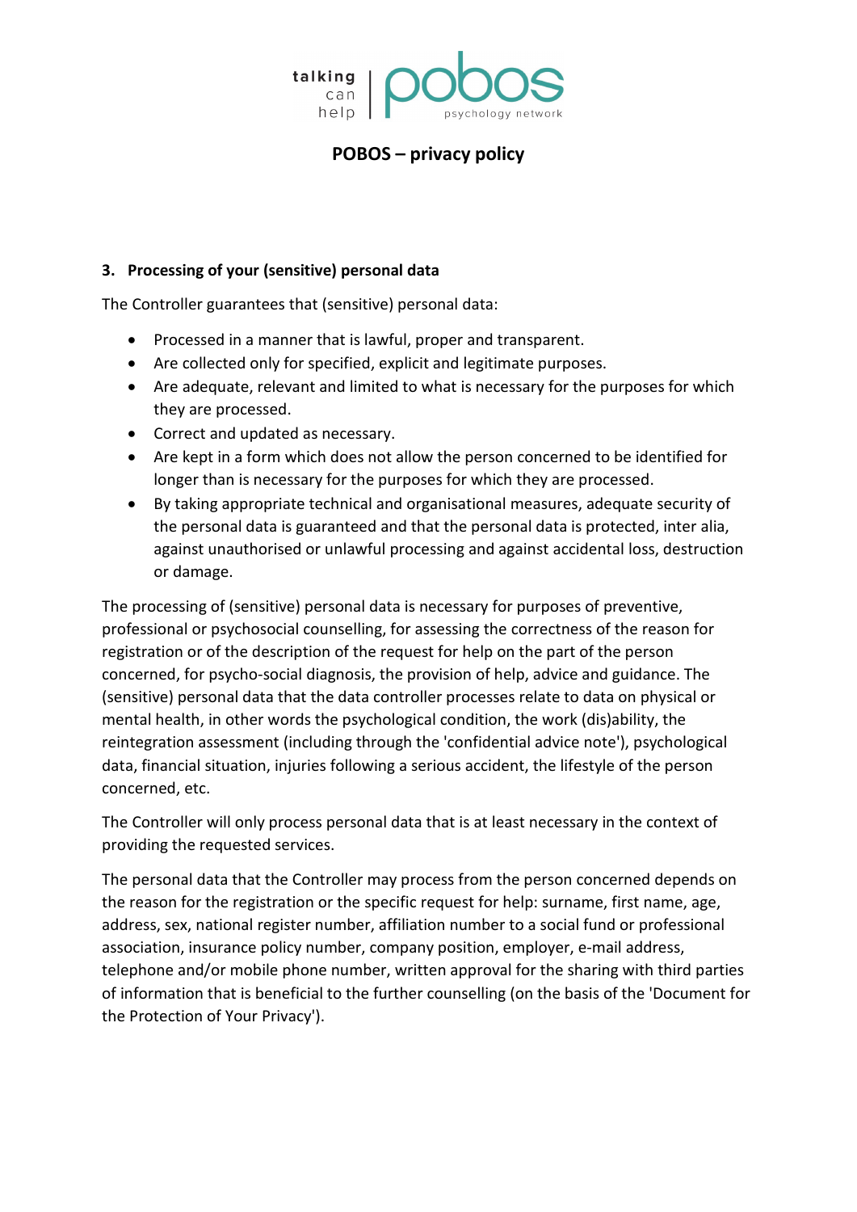## 3. Processing of your (sensitive) personal data

The Controller guarantees that (sensitive) personal data:

- Processed in a manner that is lawful, proper and transparent.
- Are collected only for specified, explicit and legitimate purposes.
- Are adequate, relevant and limited to what is necessary for the purposes for which they are processed.
- Correct and updated as necessary.
- Are kept in a form which does not allow the person concerned to be identified for longer than is necessary for the purposes for which they are processed.
- By taking appropriate technical and organisational measures, adequate security of the personal data is guaranteed and that the personal data is protected, inter alia, against unauthorised or unlawful processing and against accidental loss, destruction or damage.

The processing of (sensitive) personal data is necessary for purposes of preventive, professional or psychosocial counselling, for assessing the correctness of the reason for registration or of the description of the request for help on the part of the person concerned, for psycho-social diagnosis, the provision of help, advice and guidance. The (sensitive) personal data that the data controller processes relate to data on physical or mental health, in other words the psychological condition, the work (dis)ability, the reintegration assessment (including through the 'confidential advice note'), psychological data, financial situation, injuries following a serious accident, the lifestyle of the person concerned, etc.

The Controller will only process personal data that is at least necessary in the context of providing the requested services.

The personal data that the Controller may process from the person concerned depends on the reason for the registration or the specific request for help: surname, first name, age, address, sex, national register number, affiliation number to a social fund or professional association, insurance policy number, company position, employer, e-mail address, telephone and/or mobile phone number, written approval for the sharing with third parties of information that is beneficial to the further counselling (on the basis of the 'Document for the Protection of Your Privacy').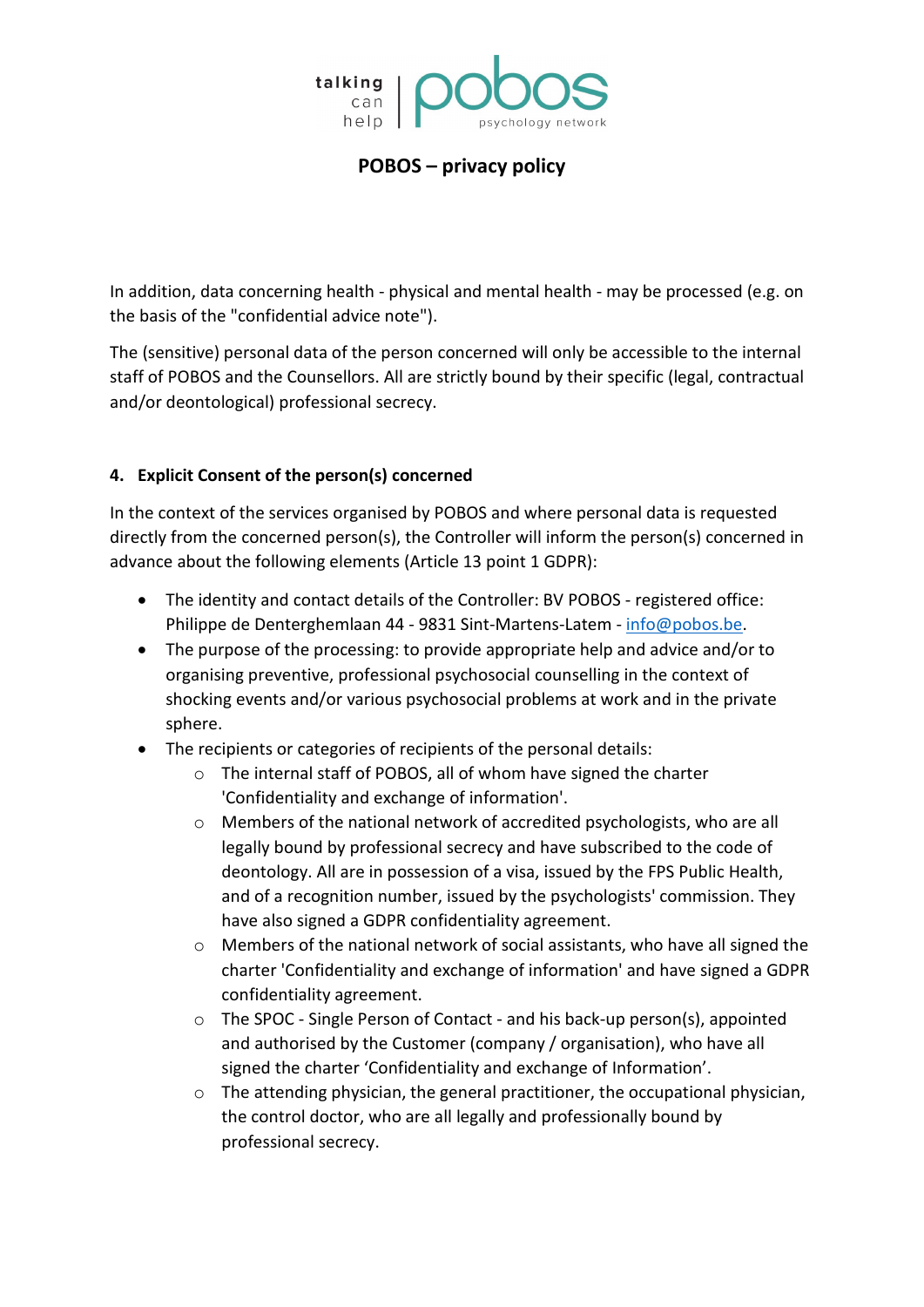In addition, data concerning health - physical and mental health - may be processed (e.g. on the basis of the "confidential advice note").

The (sensitive) personal data of the person concerned will only be accessible to the internal staff of POBOS and the Counsellors. All are strictly bound by their specific (legal, contractual and/or deontological) professional secrecy.

## 4. Explicit Consent of the person(s) concerned

In the context of the services organised by POBOS and where personal data is requested directly from the concerned person(s), the Controller will inform the person(s) concerned in advance about the following elements (Article 13 point 1 GDPR):

- The identity and contact details of the Controller: BV POBOS - registered office: Philippe de Denterghemlaan 44 - 9831 Sint-Martens-Latem - info@pobos.be.
- The purpose of the processing: to provide appropriate help and advice and/or to organising preventive, professional psychosocial counselling in the context of shocking events and/or various psychosocial problems at work and in the private sphere.
- The recipients or categories of recipients of the personal details:
  - The internal staff of POBOS, all of whom have signed the charter 'Confidentiality and exchange of information'.
  - Members of the national network of accredited psychologists, who are all legally bound by professional secrecy and have subscribed to the code of deontology. All are in possession of a visa, issued by the FPS Public Health, and of a recognition number, issued by the psychologists' commission. They have also signed a GDPR confidentiality agreement.
  - Members of the national network of social assistants, who have all signed the charter 'Confidentiality and exchange of information' and have signed a GDPR confidentiality agreement.
  - The SPOC - Single Person of Contact - and his back-up person(s), appointed and authorised by the Customer (company / organisation), who have all signed the charter 'Confidentiality and exchange of Information'.
  - The attending physician, the general practitioner, the occupational physician, the control doctor, who are all legally and professionally bound by professional secrecy.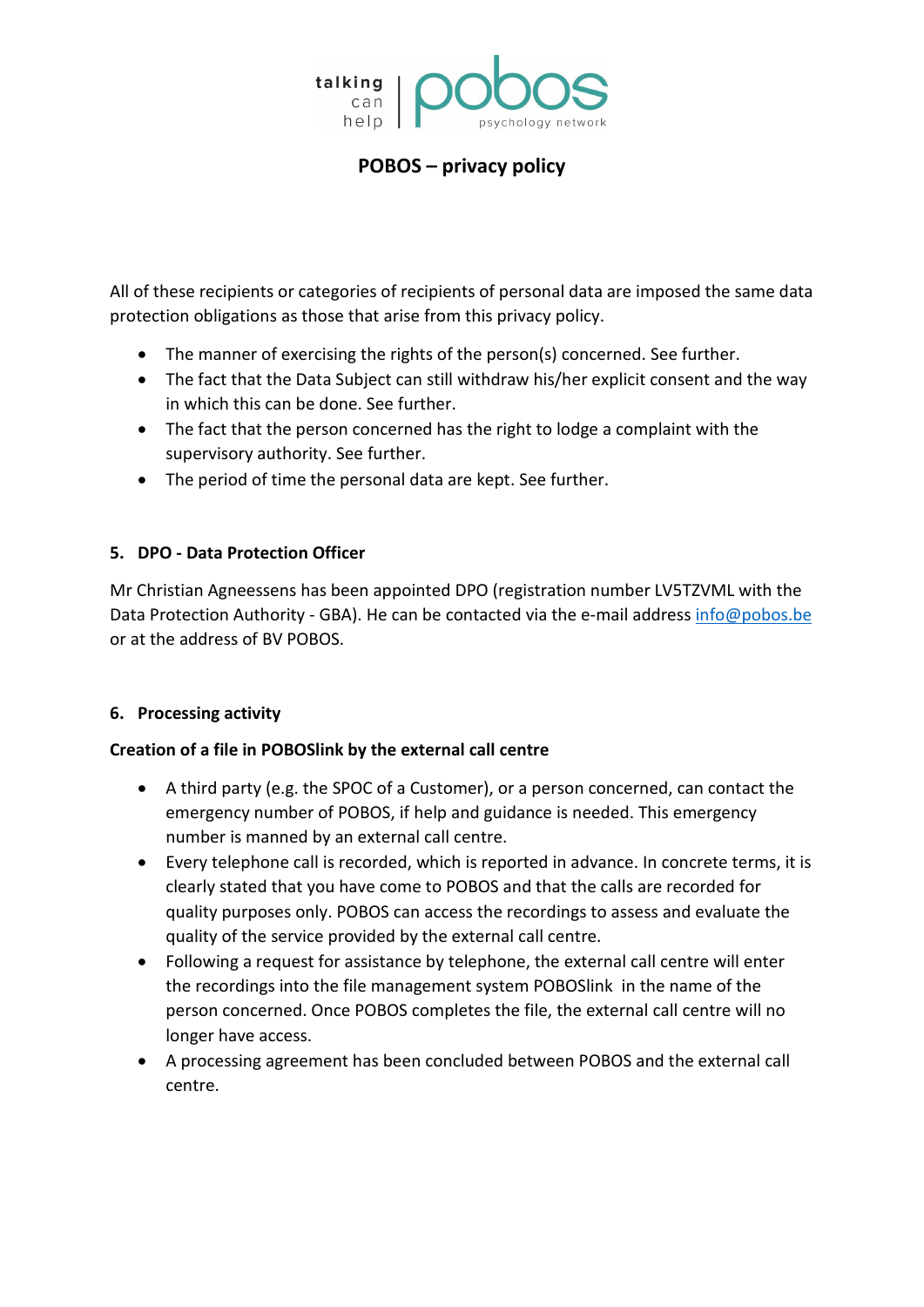All of these recipients or categories of recipients of personal data are imposed the same data protection obligations as those that arise from this privacy policy.

- The manner of exercising the rights of the person(s) concerned. See further.
- The fact that the Data Subject can still withdraw his/her explicit consent and the way in which this can be done. See further.
- The fact that the person concerned has the right to lodge a complaint with the supervisory authority. See further.
- The period of time the personal data are kept. See further.

## 5. DPO - Data Protection Officer

Mr Christian Agneessens has been appointed DPO (registration number LV5TZVML with the Data Protection Authority - GBA). He can be contacted via the e-mail address info@pobos.be or at the address of BV POBOS.

## 6. Processing activity

### Creation of a file in POBOSlink by the external call centre

- A third party (e.g. the SPOC of a Customer), or a person concerned, can contact the emergency number of POBOS, if help and guidance is needed. This emergency number is manned by an external call centre.
- Every telephone call is recorded, which is reported in advance. In concrete terms, it is clearly stated that you have come to POBOS and that the calls are recorded for quality purposes only. POBOS can access the recordings to assess and evaluate the quality of the service provided by the external call centre.
- Following a request for assistance by telephone, the external call centre will enter the recordings into the file management system POBOSlink in the name of the person concerned. Once POBOS completes the file, the external call centre will no longer have access.
- A processing agreement has been concluded between POBOS and the external call centre.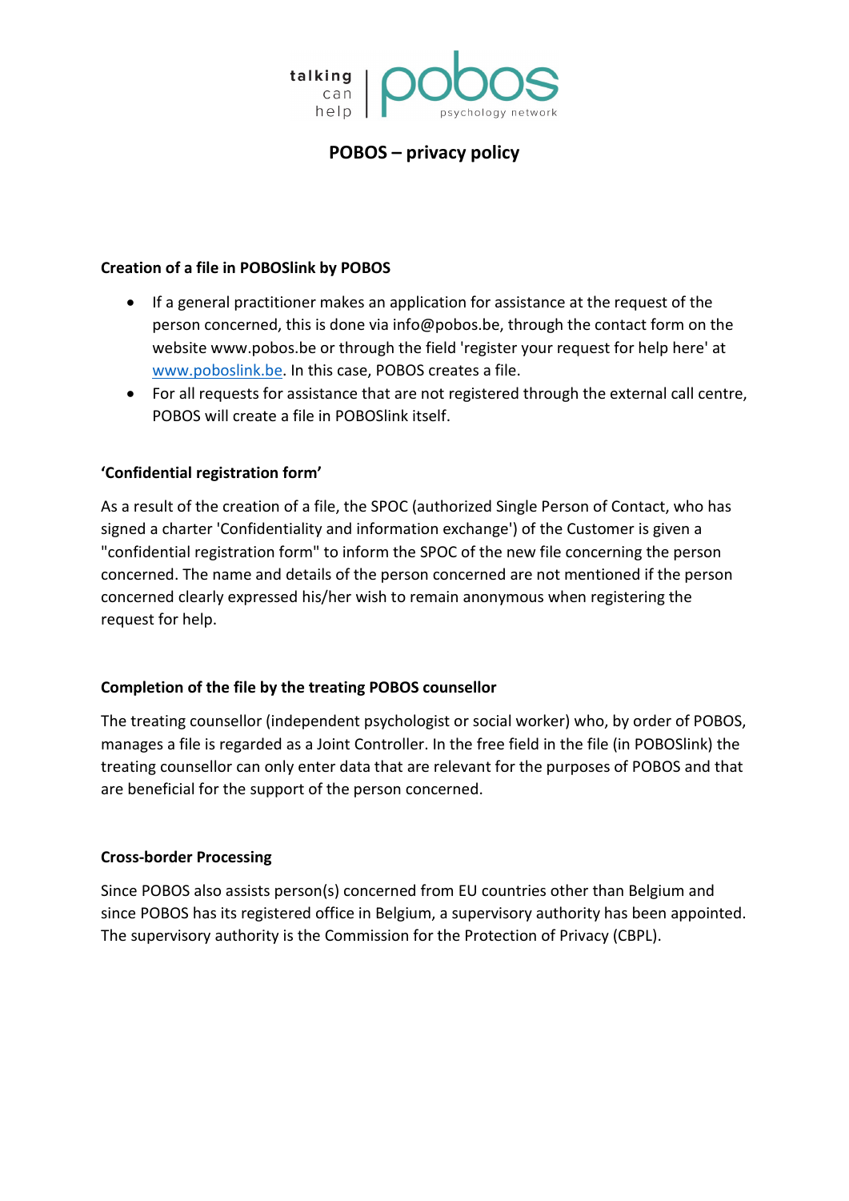# POBOS – privacy policy

## Creation of a file in POBOSlink by POBOS

- If a general practitioner makes an application for assistance at the request of the person concerned, this is done via info@pobos.be, through the contact form on the website www.pobos.be or through the field 'register your request for help here' at www.poboslink.be. In this case, POBOS creates a file.
- For all requests for assistance that are not registered through the external call centre, POBOS will create a file in POBOSlink itself.

## 'Confidential registration form'

As a result of the creation of a file, the SPOC (authorized Single Person of Contact, who has signed a charter 'Confidentiality and information exchange') of the Customer is given a "confidential registration form" to inform the SPOC of the new file concerning the person concerned. The name and details of the person concerned are not mentioned if the person concerned clearly expressed his/her wish to remain anonymous when registering the request for help.

## Completion of the file by the treating POBOS counsellor

The treating counsellor (independent psychologist or social worker) who, by order of POBOS, manages a file is regarded as a Joint Controller. In the free field in the file (in POBOSlink) the treating counsellor can only enter data that are relevant for the purposes of POBOS and that are beneficial for the support of the person concerned.

## Cross-border Processing

Since POBOS also assists person(s) concerned from EU countries other than Belgium and since POBOS has its registered office in Belgium, a supervisory authority has been appointed. The supervisory authority is the Commission for the Protection of Privacy (CBPL).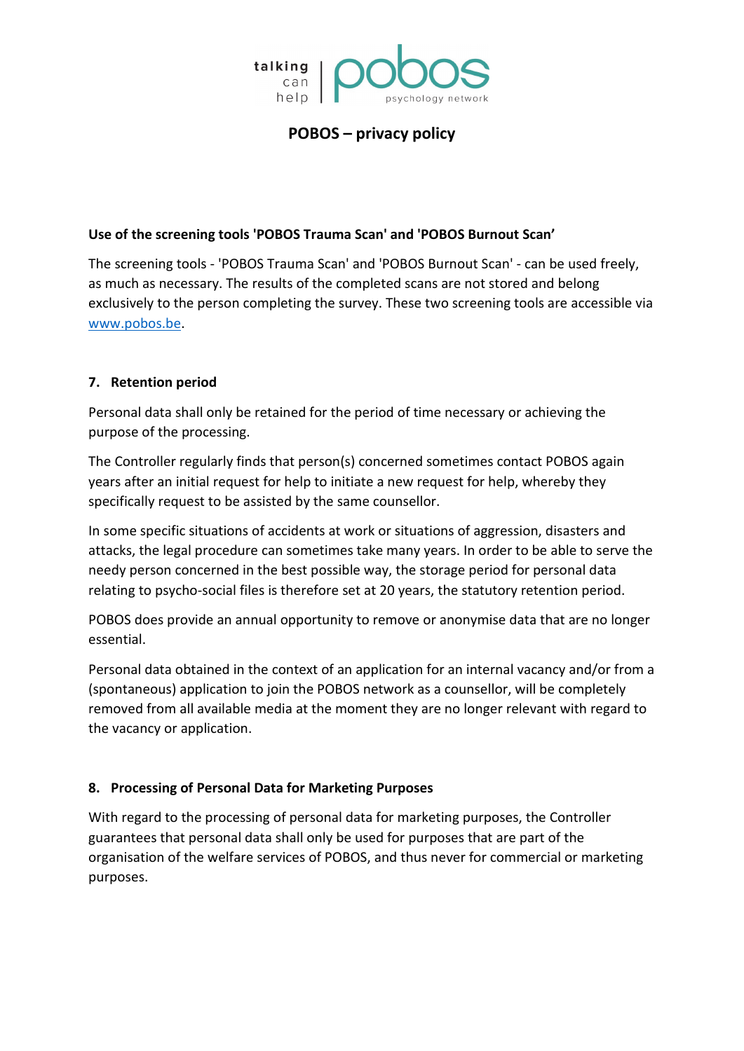**POBOS – privacy policy**

**Use of the screening tools 'POBOS Trauma Scan' and 'POBOS Burnout Scan'**

The screening tools - 'POBOS Trauma Scan' and 'POBOS Burnout Scan' - can be used freely, as much as necessary. The results of the completed scans are not stored and belong exclusively to the person completing the survey. These two screening tools are accessible via [www.pobos.be](http://www.pobos.be).

## 7. Retention period

Personal data shall only be retained for the period of time necessary or achieving the purpose of the processing.

The Controller regularly finds that person(s) concerned sometimes contact POBOS again years after an initial request for help to initiate a new request for help, whereby they specifically request to be assisted by the same counsellor.

In some specific situations of accidents at work or situations of aggression, disasters and attacks, the legal procedure can sometimes take many years. In order to be able to serve the needy person concerned in the best possible way, the storage period for personal data relating to psycho-social files is therefore set at 20 years, the statutory retention period.

POBOS does provide an annual opportunity to remove or anonymise data that are no longer essential.

Personal data obtained in the context of an application for an internal vacancy and/or from a (spontaneous) application to join the POBOS network as a counsellor, will be completely removed from all available media at the moment they are no longer relevant with regard to the vacancy or application.

## 8. Processing of Personal Data for Marketing Purposes

With regard to the processing of personal data for marketing purposes, the Controller guarantees that personal data shall only be used for purposes that are part of the organisation of the welfare services of POBOS, and thus never for commercial or marketing purposes.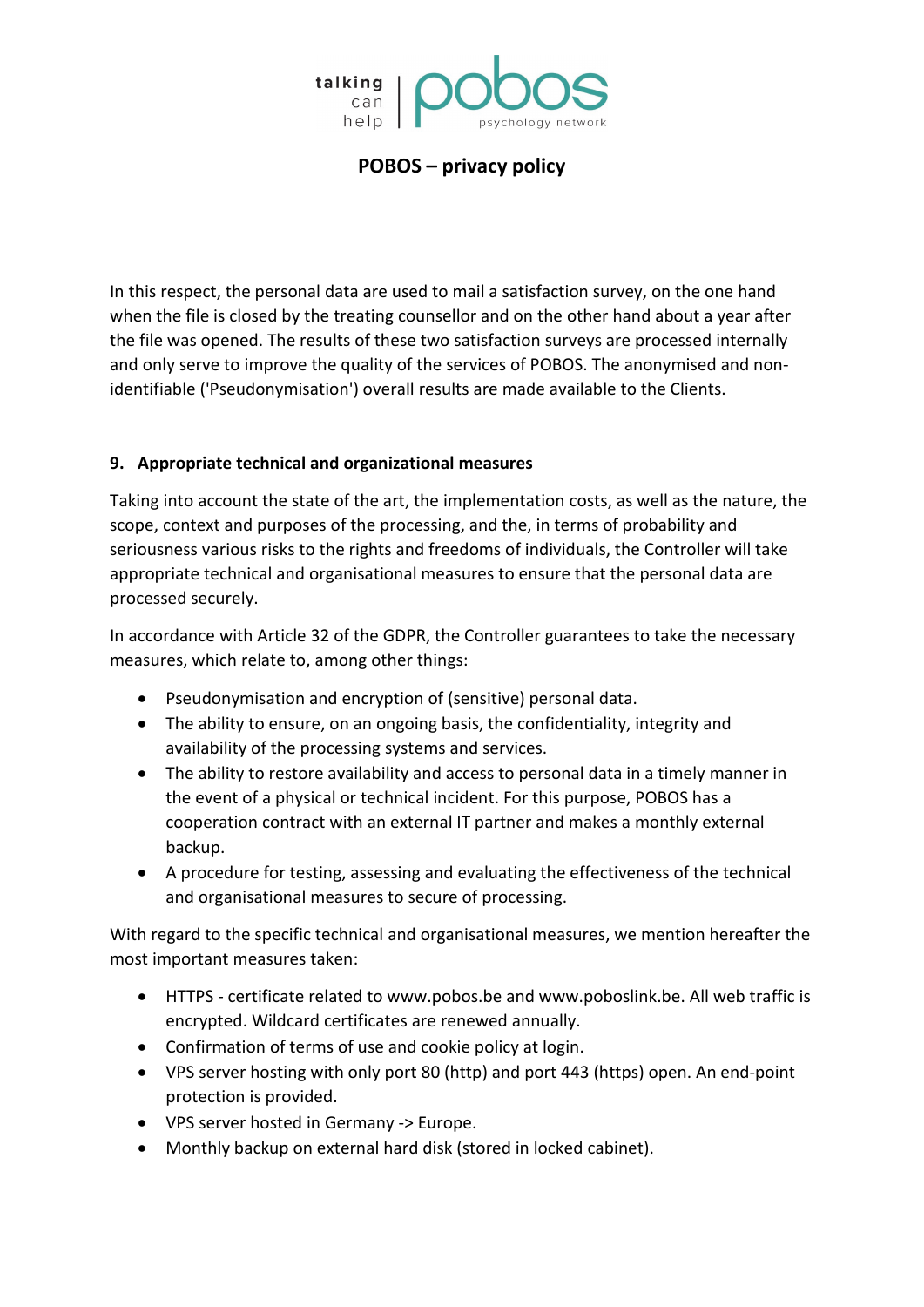In this respect, the personal data are used to mail a satisfaction survey, on the one hand when the file is closed by the treating counsellor and on the other hand about a year after the file was opened. The results of these two satisfaction surveys are processed internally and only serve to improve the quality of the services of POBOS. The anonymised and non-identifiable ('Pseudonymisation') overall results are made available to the Clients.

## 9. Appropriate technical and organizational measures

Taking into account the state of the art, the implementation costs, as well as the nature, the scope, context and purposes of the processing, and the, in terms of probability and seriousness various risks to the rights and freedoms of individuals, the Controller will take appropriate technical and organisational measures to ensure that the personal data are processed securely.

In accordance with Article 32 of the GDPR, the Controller guarantees to take the necessary measures, which relate to, among other things:

- Pseudonymisation and encryption of (sensitive) personal data.
- The ability to ensure, on an ongoing basis, the confidentiality, integrity and availability of the processing systems and services.
- The ability to restore availability and access to personal data in a timely manner in the event of a physical or technical incident. For this purpose, POBOS has a cooperation contract with an external IT partner and makes a monthly external backup.
- A procedure for testing, assessing and evaluating the effectiveness of the technical and organisational measures to secure of processing.

With regard to the specific technical and organisational measures, we mention hereafter the most important measures taken:

- HTTPS - certificate related to www.pobos.be and www.poboslink.be. All web traffic is encrypted. Wildcard certificates are renewed annually.
- Confirmation of terms of use and cookie policy at login.
- VPS server hosting with only port 80 (http) and port 443 (https) open. An end-point protection is provided.
- VPS server hosted in Germany -> Europe.
- Monthly backup on external hard disk (stored in locked cabinet).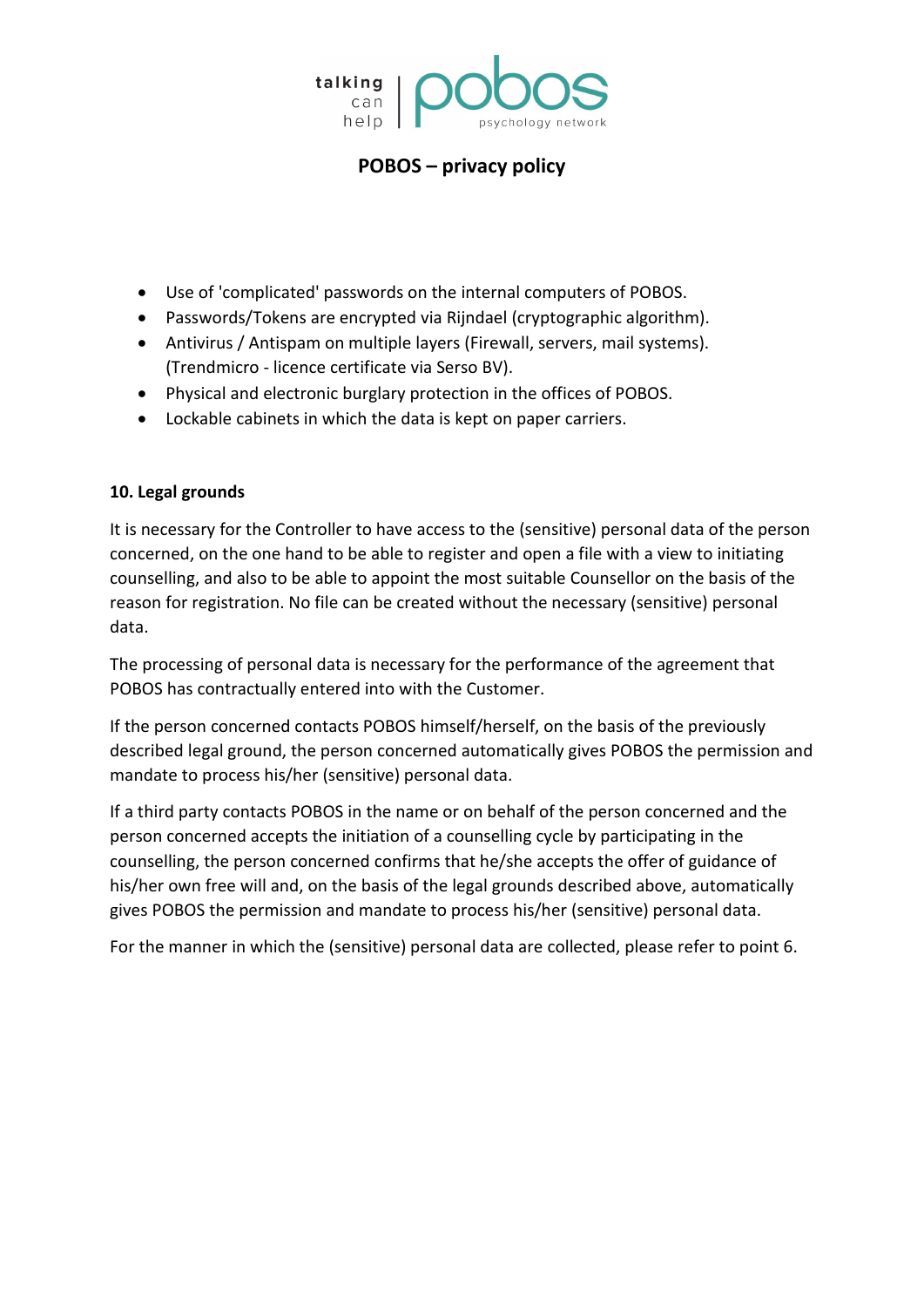- Use of 'complicated' passwords on the internal computers of POBOS.
- Passwords/Tokens are encrypted via Rijndael (cryptographic algorithm).
- Antivirus / Antispam on multiple layers (Firewall, servers, mail systems). (Trendmicro - licence certificate via Serso BV).
- Physical and electronic burglary protection in the offices of POBOS.
- Lockable cabinets in which the data is kept on paper carriers.

**10. Legal grounds**

It is necessary for the Controller to have access to the (sensitive) personal data of the person concerned, on the one hand to be able to register and open a file with a view to initiating counselling, and also to be able to appoint the most suitable Counsellor on the basis of the reason for registration. No file can be created without the necessary (sensitive) personal data.

The processing of personal data is necessary for the performance of the agreement that POBOS has contractually entered into with the Customer.

If the person concerned contacts POBOS himself/herself, on the basis of the previously described legal ground, the person concerned automatically gives POBOS the permission and mandate to process his/her (sensitive) personal data.

If a third party contacts POBOS in the name or on behalf of the person concerned and the person concerned accepts the initiation of a counselling cycle by participating in the counselling, the person concerned confirms that he/she accepts the offer of guidance of his/her own free will and, on the basis of the legal grounds described above, automatically gives POBOS the permission and mandate to process his/her (sensitive) personal data.

For the manner in which the (sensitive) personal data are collected, please refer to point 6.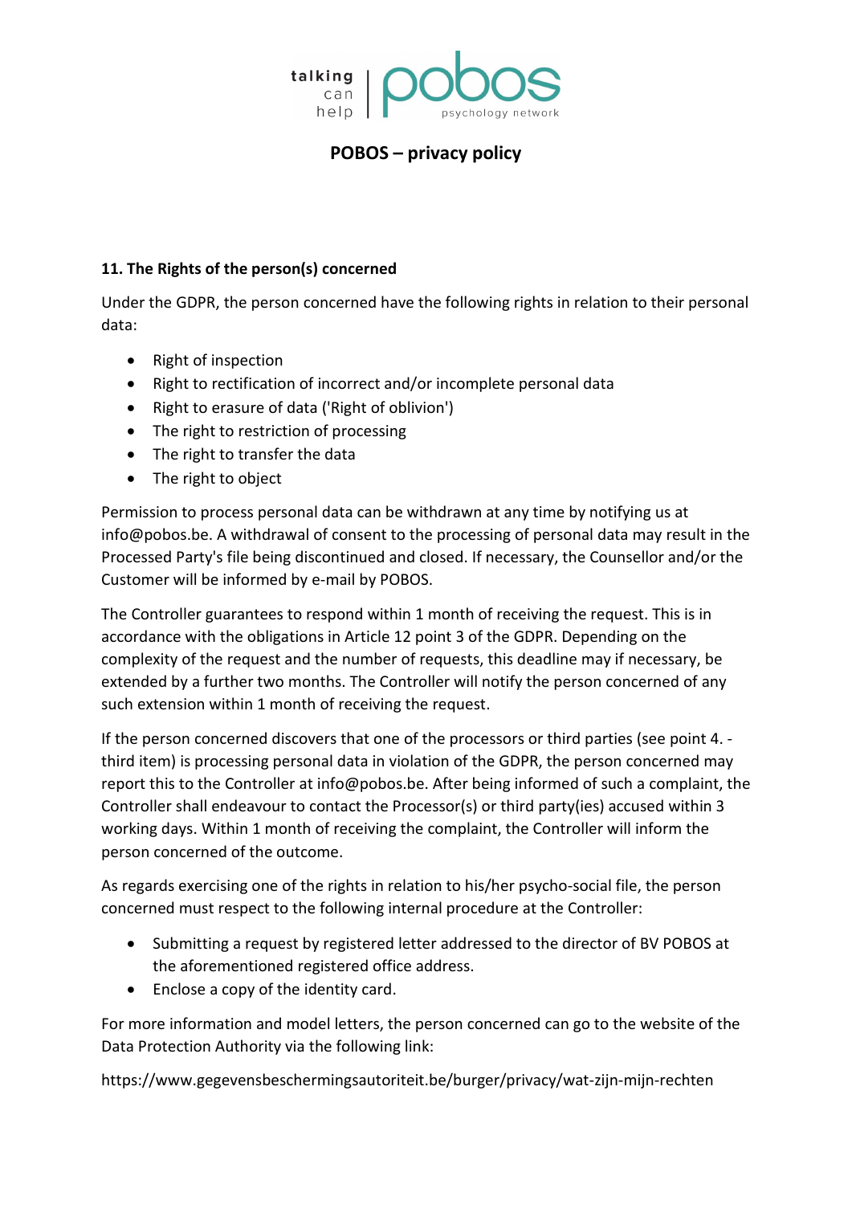# POBOS – privacy policy

### 11. The Rights of the person(s) concerned

Under the GDPR, the person concerned have the following rights in relation to their personal data:

- Right of inspection
- Right to rectification of incorrect and/or incomplete personal data
- Right to erasure of data ('Right of oblivion')
- The right to restriction of processing
- The right to transfer the data
- The right to object

Permission to process personal data can be withdrawn at any time by notifying us at info@pobos.be. A withdrawal of consent to the processing of personal data may result in the Processed Party's file being discontinued and closed. If necessary, the Counsellor and/or the Customer will be informed by e-mail by POBOS.

The Controller guarantees to respond within 1 month of receiving the request. This is in accordance with the obligations in Article 12 point 3 of the GDPR. Depending on the complexity of the request and the number of requests, this deadline may if necessary, be extended by a further two months. The Controller will notify the person concerned of any such extension within 1 month of receiving the request.

If the person concerned discovers that one of the processors or third parties (see point 4. - third item) is processing personal data in violation of the GDPR, the person concerned may report this to the Controller at info@pobos.be. After being informed of such a complaint, the Controller shall endeavour to contact the Processor(s) or third party(ies) accused within 3 working days. Within 1 month of receiving the complaint, the Controller will inform the person concerned of the outcome.

As regards exercising one of the rights in relation to his/her psycho-social file, the person concerned must respect to the following internal procedure at the Controller:

- Submitting a request by registered letter addressed to the director of BV POBOS at the aforementioned registered office address.
- Enclose a copy of the identity card.

For more information and model letters, the person concerned can go to the website of the Data Protection Authority via the following link:

https://www.gegevensbeschermingsautoriteit.be/burger/privacy/wat-zijn-mijn-rechten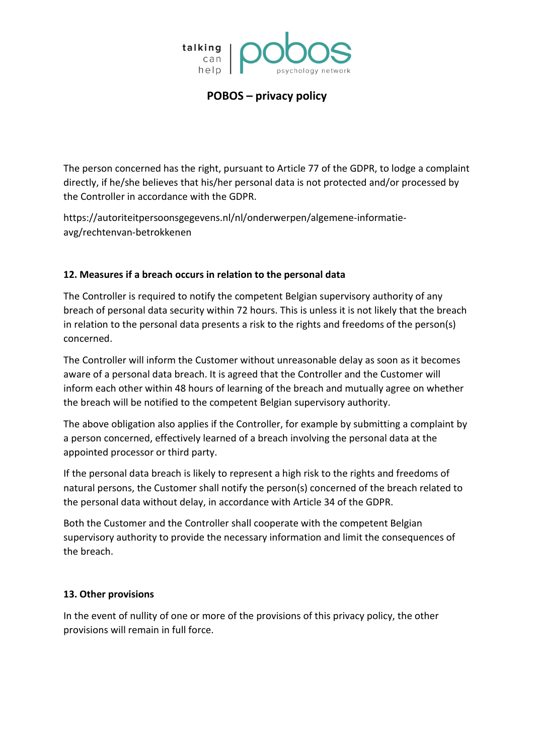The person concerned has the right, pursuant to Article 77 of the GDPR, to lodge a complaint directly, if he/she believes that his/her personal data is not protected and/or processed by the Controller in accordance with the GDPR.

https://autoriteitpersoonsgegevens.nl/nl/onderwerpen/algemene-informatie-avg/rechtenvan-betrokkenen

### 12. Measures if a breach occurs in relation to the personal data

The Controller is required to notify the competent Belgian supervisory authority of any breach of personal data security within 72 hours. This is unless it is not likely that the breach in relation to the personal data presents a risk to the rights and freedoms of the person(s) concerned.

The Controller will inform the Customer without unreasonable delay as soon as it becomes aware of a personal data breach. It is agreed that the Controller and the Customer will inform each other within 48 hours of learning of the breach and mutually agree on whether the breach will be notified to the competent Belgian supervisory authority.

The above obligation also applies if the Controller, for example by submitting a complaint by a person concerned, effectively learned of a breach involving the personal data at the appointed processor or third party.

If the personal data breach is likely to represent a high risk to the rights and freedoms of natural persons, the Customer shall notify the person(s) concerned of the breach related to the personal data without delay, in accordance with Article 34 of the GDPR.

Both the Customer and the Controller shall cooperate with the competent Belgian supervisory authority to provide the necessary information and limit the consequences of the breach.

### 13. Other provisions

In the event of nullity of one or more of the provisions of this privacy policy, the other provisions will remain in full force.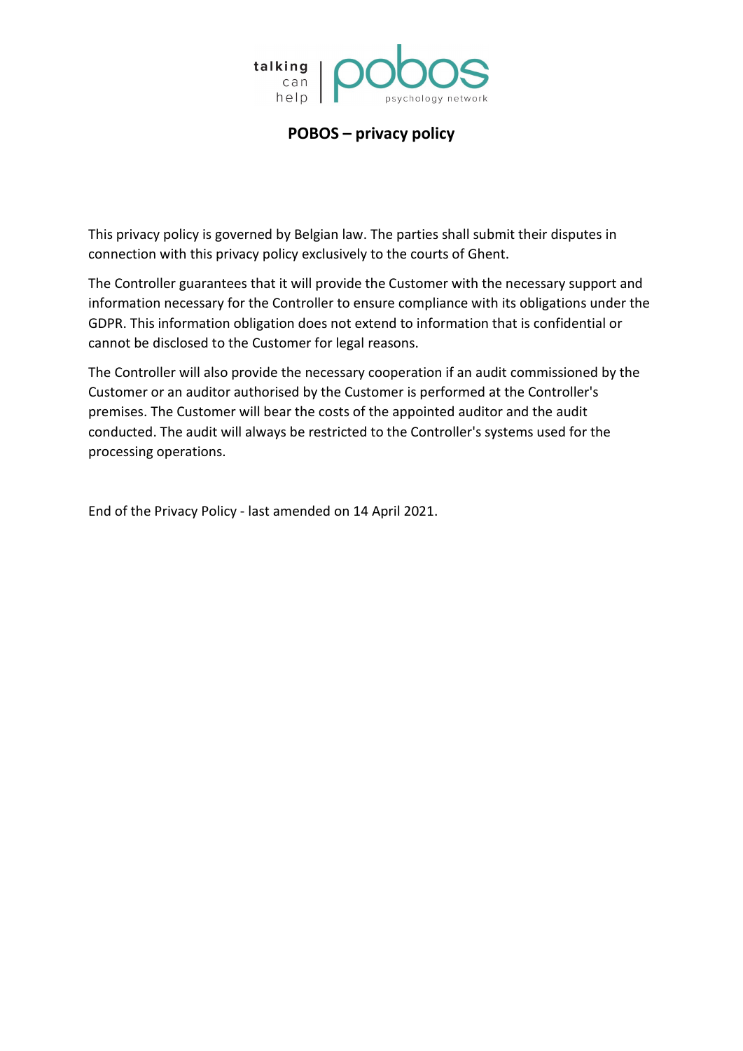talking can help | pobos psychology network

**POBOS – privacy policy**

This privacy policy is governed by Belgian law. The parties shall submit their disputes in connection with this privacy policy exclusively to the courts of Ghent.

The Controller guarantees that it will provide the Customer with the necessary support and information necessary for the Controller to ensure compliance with its obligations under the GDPR. This information obligation does not extend to information that is confidential or cannot be disclosed to the Customer for legal reasons.

The Controller will also provide the necessary cooperation if an audit commissioned by the Customer or an auditor authorised by the Customer is performed at the Controller's premises. The Customer will bear the costs of the appointed auditor and the audit conducted. The audit will always be restricted to the Controller's systems used for the processing operations.

End of the Privacy Policy - last amended on 14 April 2021.